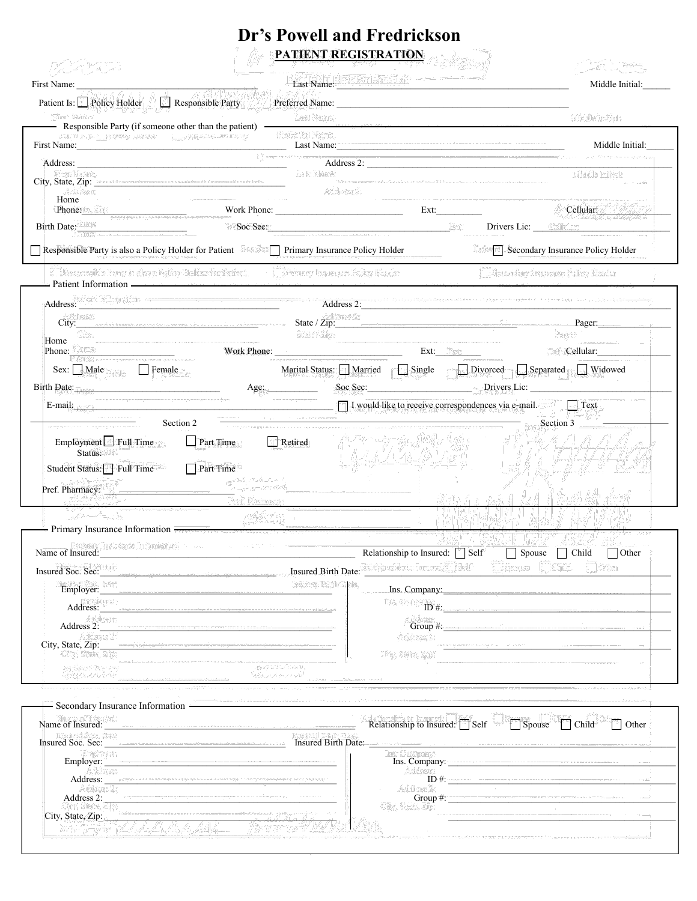# Dr's Powell and Fredrickson

## PATIENT REGISTRATION

First Name: ______________________ Last Name: ______________________ Middle Initial: ______

Patient Is: ☐ Policy Holder ☐ Responsible Party Preferred Name: ______________________

**Responsible Party (if someone other than the patient)**

First Name: ______________________ Last Name: ______________________ Middle Initial: ______

Address: ______________________ Address 2: ______________________

City, State, Zip: ______________________

Home Phone: ______________ Work Phone: ______________ Ext: ________ Cellular: ______________

Birth Date: ______________ Soc Sec: ______________ Drivers Lic: ______________

☐ Responsible Party is also a Policy Holder for Patient ☐ Primary Insurance Policy Holder ☐ Secondary Insurance Policy Holder

**Patient Information**

Address: ______________________ Address 2: ______________________

City: ______________________ State / Zip: ______________ Pager: ______________

Home Phone: ______________ Work Phone: ______________ Ext: ________ Cellular: ______________

Sex: ☐ Male ☐ Female Marital Status: ☐ Married ☐ Single ☐ Divorced ☐ Separated ☐ Widowed

Birth Date: ______________ Age: ________ Soc Sec: ______________ Drivers Lic: ______________

E-mail: ______________________ ☐ I would like to receive correspondences via e-mail. ☐ Text

Section 2

Section 3

Employment Status: ☐ Full Time ☐ Part Time ☐ Retired

Student Status: ☐ Full Time ☐ Part Time

Pref. Pharmacy: ______________________

**Primary Insurance Information**

Name of Insured: ______________________ Relationship to Insured: ☐ Self ☐ Spouse ☐ Child ☐ Other

Insured Soc. Sec: ______________________ Insured Birth Date: ______________________

Employer: ______________________ Ins. Company: ______________________

Address: ______________________ ID #: ______________________

Address 2: ______________________ Group #: ______________________

City, State, Zip: ______________________

**Secondary Insurance Information**

Name of Insured: ______________________ Relationship to Insured: ☐ Self ☐ Spouse ☐ Child ☐ Other

Insured Soc. Sec: ______________________ Insured Birth Date: ______________________

Employer: ______________________ Ins. Company: ______________________

Address: ______________________ ID #: ______________________

Address 2: ______________________ Group #: ______________________

City, State, Zip: ______________________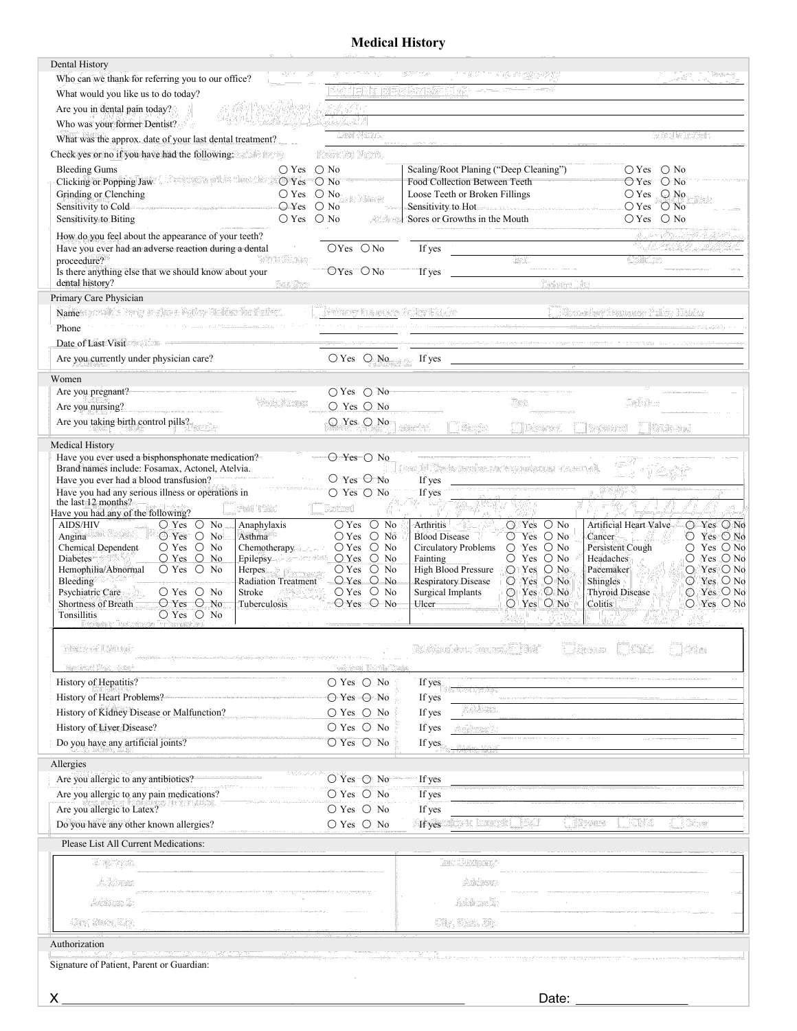# Medical History

## Dental History

Who can we thank for referring you to our office?

What would you like us to do today?

Are you in dental pain today?

Who was your former Dentist?

What was the approx. date of your last dental treatment?

Check yes or no if you have had the following:

| | | | |
|---|---|---|---|
| Bleeding Gums | ○ Yes ○ No | Scaling/Root Planing ("Deep Cleaning") | ○ Yes ○ No |
| Clicking or Popping Jaw | ○ Yes ○ No | Food Collection Between Teeth | ○ Yes ○ No |
| Grinding or Clenching | ○ Yes ○ No | Loose Teeth or Broken Fillings | ○ Yes ○ No |
| Sensitivity to Cold | ○ Yes ○ No | Sensitivity to Hot | ○ Yes ○ No |
| Sensitivity to Biting | ○ Yes ○ No | Sores or Growths in the Mouth | ○ Yes ○ No |

How do you feel about the appearance of your teeth?

Have you ever had an adverse reaction during a dental proceedure? ○Yes ○No If yes

Is there anything else that we should know about your dental history? ○Yes ○No If yes

## Primary Care Physician

Name

Phone

Date of Last Visit

Are you currently under physician care? ○ Yes ○ No If yes

## Women

Are you pregnant? ○ Yes ○ No

Are you nursing? ○ Yes ○ No

Are you taking birth control pills? ○ Yes ○ No

## Medical History

Have you ever used a bisphonsphonate medication? ○ Yes ○ No
Brand names include: Fosamax, Actonel, Atelvia.

Have you ever had a blood transfusion? ○ Yes ○ No If yes

Have you had any serious illness or operations in the last 12 months? ○ Yes ○ No If yes

Have you had any of the following?

| | | | | | | | |
|---|---|---|---|---|---|---|---|
| AIDS/HIV | ○ Yes ○ No | Anaphylaxis | ○ Yes ○ No | Arthritis | ○ Yes ○ No | Artificial Heart Valve | ○ Yes ○ No |
| Angina | ○ Yes ○ No | Asthma | ○ Yes ○ No | Blood Disease | ○ Yes ○ No | Cancer | ○ Yes ○ No |
| Chemical Dependent | ○ Yes ○ No | Chemotherapy | ○ Yes ○ No | Circulatory Problems | ○ Yes ○ No | Persistent Cough | ○ Yes ○ No |
| Diabetes | ○ Yes ○ No | Epilepsy | ○ Yes ○ No | Fainting | ○ Yes ○ No | Headaches | ○ Yes ○ No |
| Hemophilia/Abnormal Bleeding | ○ Yes ○ No | Herpes | ○ Yes ○ No | High Blood Pressure | ○ Yes ○ No | Pacemaker | ○ Yes ○ No |
| | | Radiation Treatment | ○ Yes ○ No | Respiratory Disease | ○ Yes ○ No | Shingles | ○ Yes ○ No |
| Psychiatric Care | ○ Yes ○ No | Stroke | ○ Yes ○ No | Surgical Implants | ○ Yes ○ No | Thyroid Disease | ○ Yes ○ No |
| Shortness of Breath | ○ Yes ○ No | Tuberculosis | ○ Yes ○ No | Ulcer | ○ Yes ○ No | Colitis | ○ Yes ○ No |
| Tonsillitis | ○ Yes ○ No | | | | | | |

History of Hepatitis? ○ Yes ○ No If yes

History of Heart Problems? ○ Yes ○ No If yes

History of Kidney Disease or Malfunction? ○ Yes ○ No If yes

History of Liver Disease? ○ Yes ○ No If yes

Do you have any artificial joints? ○ Yes ○ No If yes

## Allergies

Are you allergic to any antibiotics? ○ Yes ○ No If yes

Are you allergic to any pain medications? ○ Yes ○ No If yes

Are you allergic to Latex? ○ Yes ○ No If yes

Do you have any other known allergies? ○ Yes ○ No If yes

Please List All Current Medications:

## Authorization

Signature of Patient, Parent or Guardian:

X ______________________________ Date: ______________